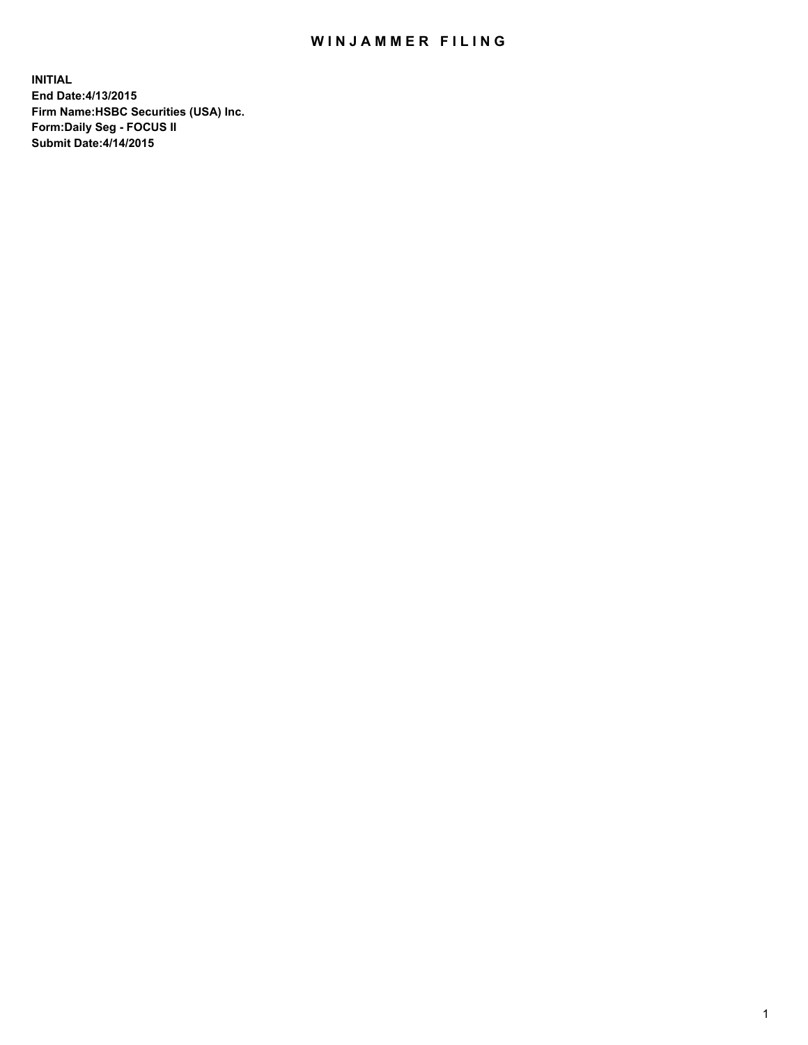# WINJAMMER FILING

**INITIAL**
**End Date:4/13/2015**
**Firm Name:HSBC Securities (USA) Inc.**
**Form:Daily Seg - FOCUS II**
**Submit Date:4/14/2015**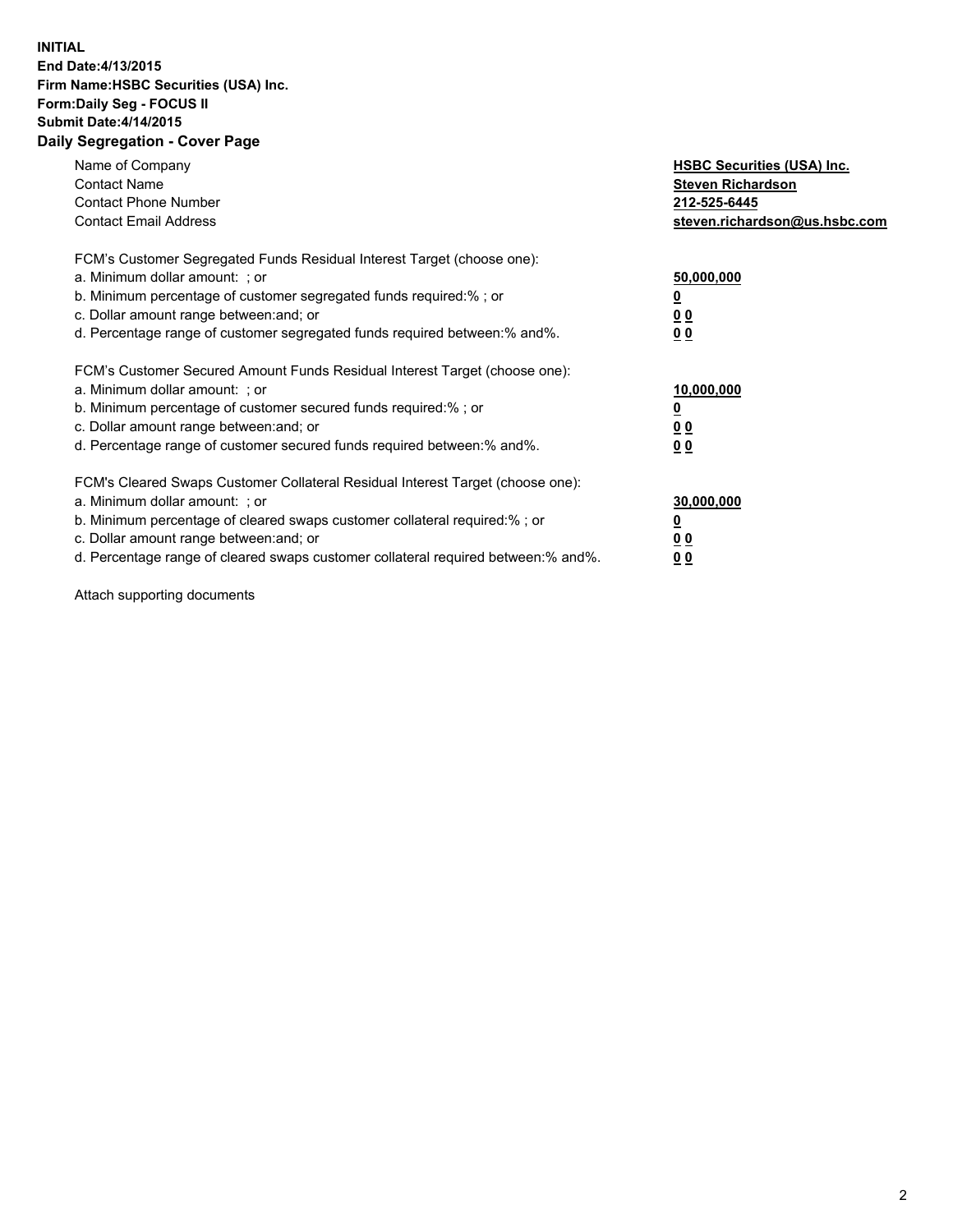**INITIAL**
**End Date:4/13/2015**
**Firm Name:HSBC Securities (USA) Inc.**
**Form:Daily Seg - FOCUS II**
**Submit Date:4/14/2015**

## Daily Segregation - Cover Page

| | |
|---|---|
| Name of Company | **HSBC Securities (USA) Inc.** |
| Contact Name | **Steven Richardson** |
| Contact Phone Number | **212-525-6445** |
| Contact Email Address | **steven.richardson@us.hsbc.com** |

FCM's Customer Segregated Funds Residual Interest Target (choose one):

| | |
|---|---|
| a. Minimum dollar amount: ; or | **50,000,000** |
| b. Minimum percentage of customer segregated funds required:% ; or | **0** |
| c. Dollar amount range between:and; or | **0 0** |
| d. Percentage range of customer segregated funds required between:% and%. | **0 0** |

FCM's Customer Secured Amount Funds Residual Interest Target (choose one):

| | |
|---|---|
| a. Minimum dollar amount: ; or | **10,000,000** |
| b. Minimum percentage of customer secured funds required:% ; or | **0** |
| c. Dollar amount range between:and; or | **0 0** |
| d. Percentage range of customer secured funds required between:% and%. | **0 0** |

FCM's Cleared Swaps Customer Collateral Residual Interest Target (choose one):

| | |
|---|---|
| a. Minimum dollar amount: ; or | **30,000,000** |
| b. Minimum percentage of cleared swaps customer collateral required:% ; or | **0** |
| c. Dollar amount range between:and; or | **0 0** |
| d. Percentage range of cleared swaps customer collateral required between:% and%. | **0 0** |

Attach supporting documents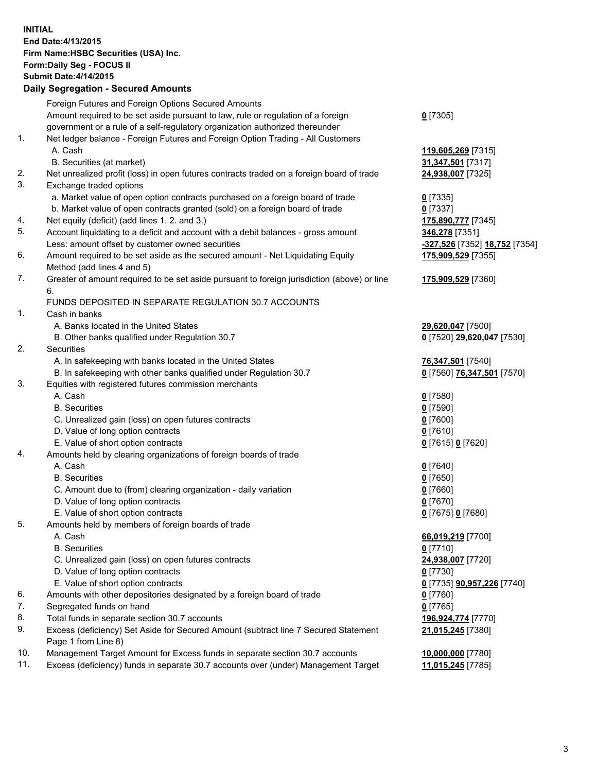**INITIAL**
**End Date:4/13/2015**
**Firm Name:HSBC Securities (USA) Inc.**
**Form:Daily Seg - FOCUS II**
**Submit Date:4/14/2015**

**Daily Segregation - Secured Amounts**

| | | |
|---|---|---|
| | Foreign Futures and Foreign Options Secured Amounts | |
| | Amount required to be set aside pursuant to law, rule or regulation of a foreign government or a rule of a self-regulatory organization authorized thereunder | **0** [7305] |
| 1. | Net ledger balance - Foreign Futures and Foreign Option Trading - All Customers | |
| | A. Cash | **119,605,269** [7315] |
| | B. Securities (at market) | **31,347,501** [7317] |
| 2. | Net unrealized profit (loss) in open futures contracts traded on a foreign board of trade | **24,938,007** [7325] |
| 3. | Exchange traded options | |
| | a. Market value of open option contracts purchased on a foreign board of trade | **0** [7335] |
| | b. Market value of open contracts granted (sold) on a foreign board of trade | **0** [7337] |
| 4. | Net equity (deficit) (add lines 1. 2. and 3.) | **175,890,777** [7345] |
| 5. | Account liquidating to a deficit and account with a debit balances - gross amount | **346,278** [7351] |
| | Less: amount offset by customer owned securities | **-327,526** [7352] **18,752** [7354] |
| 6. | Amount required to be set aside as the secured amount - Net Liquidating Equity Method (add lines 4 and 5) | **175,909,529** [7355] |
| 7. | Greater of amount required to be set aside pursuant to foreign jurisdiction (above) or line 6. | **175,909,529** [7360] |
| | FUNDS DEPOSITED IN SEPARATE REGULATION 30.7 ACCOUNTS | |
| 1. | Cash in banks | |
| | A. Banks located in the United States | **29,620,047** [7500] |
| | B. Other banks qualified under Regulation 30.7 | **0** [7520] **29,620,047** [7530] |
| 2. | Securities | |
| | A. In safekeeping with banks located in the United States | **76,347,501** [7540] |
| | B. In safekeeping with other banks qualified under Regulation 30.7 | **0** [7560] **76,347,501** [7570] |
| 3. | Equities with registered futures commission merchants | |
| | A. Cash | **0** [7580] |
| | B. Securities | **0** [7590] |
| | C. Unrealized gain (loss) on open futures contracts | **0** [7600] |
| | D. Value of long option contracts | **0** [7610] |
| | E. Value of short option contracts | **0** [7615] **0** [7620] |
| 4. | Amounts held by clearing organizations of foreign boards of trade | |
| | A. Cash | **0** [7640] |
| | B. Securities | **0** [7650] |
| | C. Amount due to (from) clearing organization - daily variation | **0** [7660] |
| | D. Value of long option contracts | **0** [7670] |
| | E. Value of short option contracts | **0** [7675] **0** [7680] |
| 5. | Amounts held by members of foreign boards of trade | |
| | A. Cash | **66,019,219** [7700] |
| | B. Securities | **0** [7710] |
| | C. Unrealized gain (loss) on open futures contracts | **24,938,007** [7720] |
| | D. Value of long option contracts | **0** [7730] |
| | E. Value of short option contracts | **0** [7735] **90,957,226** [7740] |
| 6. | Amounts with other depositories designated by a foreign board of trade | **0** [7760] |
| 7. | Segregated funds on hand | **0** [7765] |
| 8. | Total funds in separate section 30.7 accounts | **196,924,774** [7770] |
| 9. | Excess (deficiency) Set Aside for Secured Amount (subtract line 7 Secured Statement Page 1 from Line 8) | **21,015,245** [7380] |
| 10. | Management Target Amount for Excess funds in separate section 30.7 accounts | **10,000,000** [7780] |
| 11. | Excess (deficiency) funds in separate 30.7 accounts over (under) Management Target | **11,015,245** [7785] |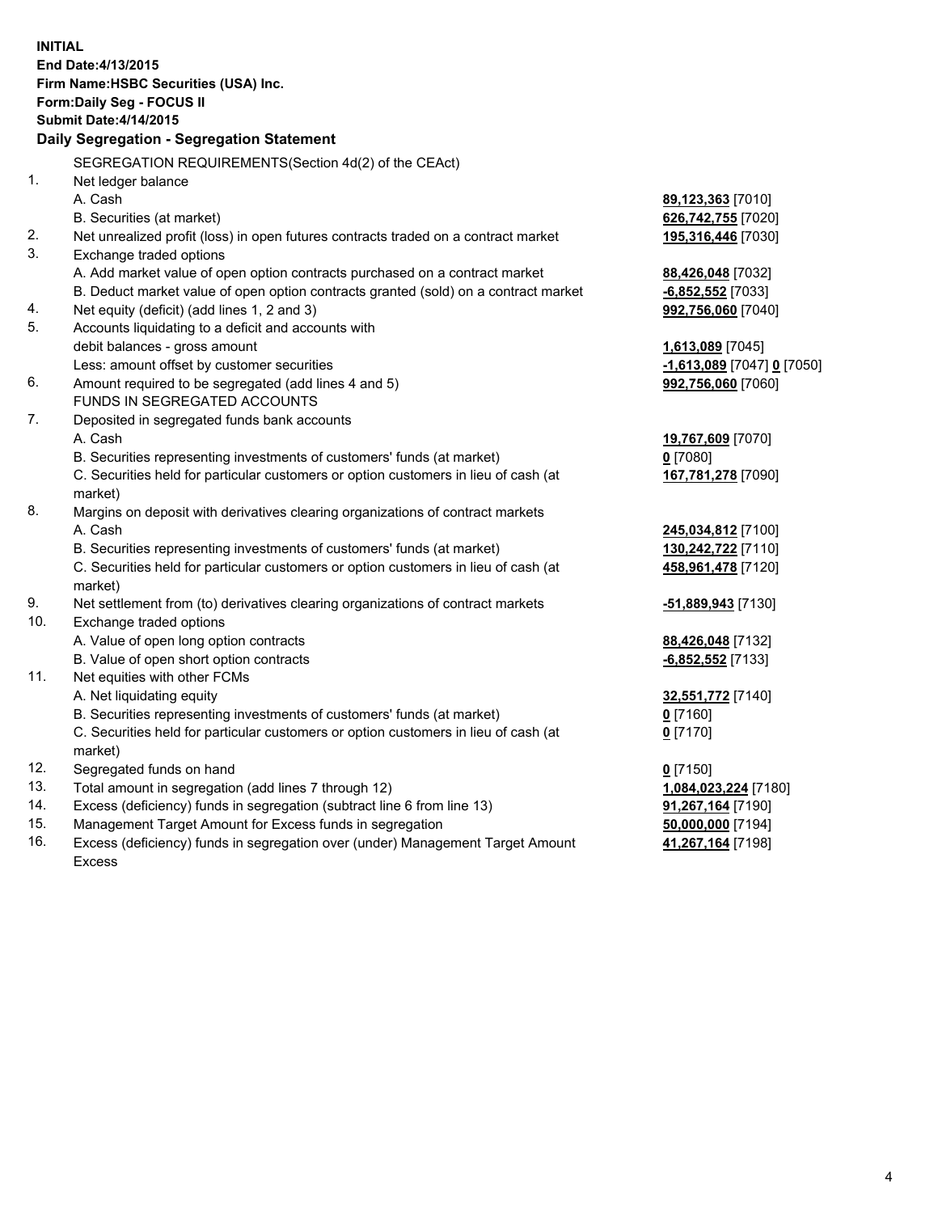**INITIAL**
**End Date:4/13/2015**
**Firm Name:HSBC Securities (USA) Inc.**
**Form:Daily Seg - FOCUS II**
**Submit Date:4/14/2015**

## Daily Segregation - Segregation Statement

| | | |
|---|---|---|
| | SEGREGATION REQUIREMENTS(Section 4d(2) of the CEAct) | |
| 1. | Net ledger balance | |
| | A. Cash | **89,123,363** [7010] |
| | B. Securities (at market) | **626,742,755** [7020] |
| 2. | Net unrealized profit (loss) in open futures contracts traded on a contract market | **195,316,446** [7030] |
| 3. | Exchange traded options | |
| | A. Add market value of open option contracts purchased on a contract market | **88,426,048** [7032] |
| | B. Deduct market value of open option contracts granted (sold) on a contract market | **-6,852,552** [7033] |
| 4. | Net equity (deficit) (add lines 1, 2 and 3) | **992,756,060** [7040] |
| 5. | Accounts liquidating to a deficit and accounts with | |
| | debit balances - gross amount | **1,613,089** [7045] |
| | Less: amount offset by customer securities | **-1,613,089** [7047] **0** [7050] |
| 6. | Amount required to be segregated (add lines 4 and 5) | **992,756,060** [7060] |
| | FUNDS IN SEGREGATED ACCOUNTS | |
| 7. | Deposited in segregated funds bank accounts | |
| | A. Cash | **19,767,609** [7070] |
| | B. Securities representing investments of customers' funds (at market) | **0** [7080] |
| | C. Securities held for particular customers or option customers in lieu of cash (at market) | **167,781,278** [7090] |
| 8. | Margins on deposit with derivatives clearing organizations of contract markets | |
| | A. Cash | **245,034,812** [7100] |
| | B. Securities representing investments of customers' funds (at market) | **130,242,722** [7110] |
| | C. Securities held for particular customers or option customers in lieu of cash (at market) | **458,961,478** [7120] |
| 9. | Net settlement from (to) derivatives clearing organizations of contract markets | **-51,889,943** [7130] |
| 10. | Exchange traded options | |
| | A. Value of open long option contracts | **88,426,048** [7132] |
| | B. Value of open short option contracts | **-6,852,552** [7133] |
| 11. | Net equities with other FCMs | |
| | A. Net liquidating equity | **32,551,772** [7140] |
| | B. Securities representing investments of customers' funds (at market) | **0** [7160] |
| | C. Securities held for particular customers or option customers in lieu of cash (at market) | **0** [7170] |
| 12. | Segregated funds on hand | **0** [7150] |
| 13. | Total amount in segregation (add lines 7 through 12) | **1,084,023,224** [7180] |
| 14. | Excess (deficiency) funds in segregation (subtract line 6 from line 13) | **91,267,164** [7190] |
| 15. | Management Target Amount for Excess funds in segregation | **50,000,000** [7194] |
| 16. | Excess (deficiency) funds in segregation over (under) Management Target Amount Excess | **41,267,164** [7198] |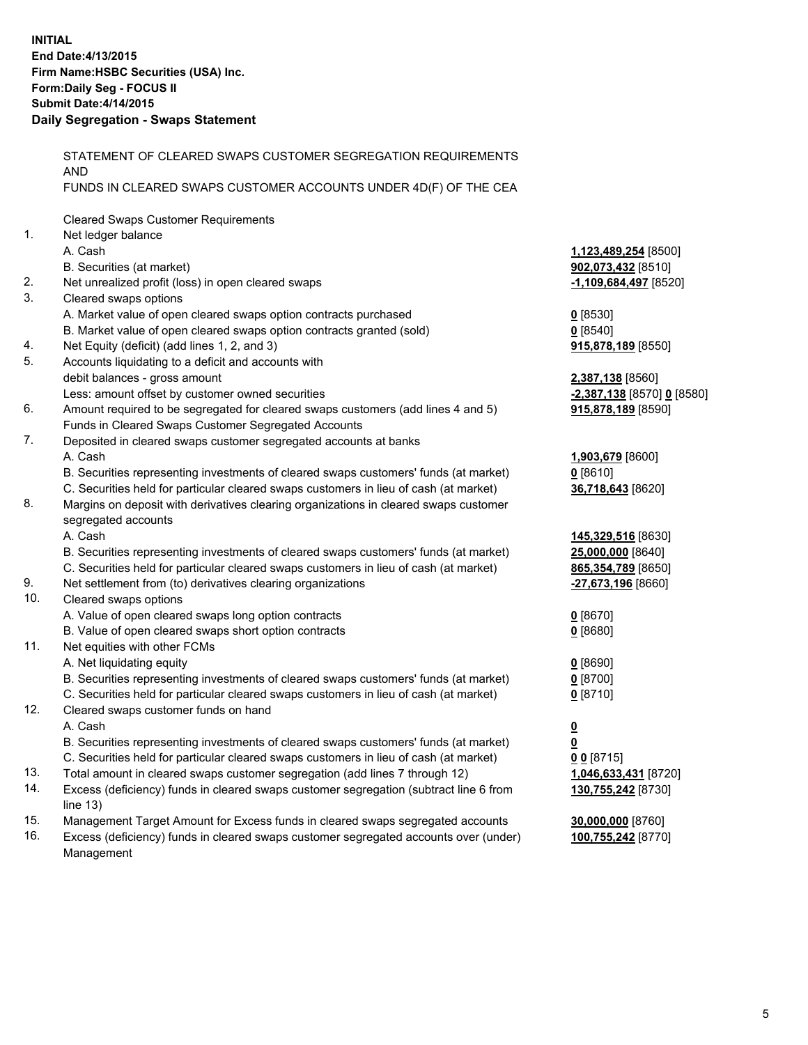**INITIAL**
**End Date:4/13/2015**
**Firm Name:HSBC Securities (USA) Inc.**
**Form:Daily Seg - FOCUS II**
**Submit Date:4/14/2015**
**Daily Segregation - Swaps Statement**

STATEMENT OF CLEARED SWAPS CUSTOMER SEGREGATION REQUIREMENTS AND FUNDS IN CLEARED SWAPS CUSTOMER ACCOUNTS UNDER 4D(F) OF THE CEA

| | | |
|---|---|---|
| | Cleared Swaps Customer Requirements | |
| 1. | Net ledger balance | |
| | A. Cash | **1,123,489,254** [8500] |
| | B. Securities (at market) | **902,073,432** [8510] |
| 2. | Net unrealized profit (loss) in open cleared swaps | **-1,109,684,497** [8520] |
| 3. | Cleared swaps options | |
| | A. Market value of open cleared swaps option contracts purchased | **0** [8530] |
| | B. Market value of open cleared swaps option contracts granted (sold) | **0** [8540] |
| 4. | Net Equity (deficit) (add lines 1, 2, and 3) | **915,878,189** [8550] |
| 5. | Accounts liquidating to a deficit and accounts with debit balances - gross amount | **2,387,138** [8560] |
| | Less: amount offset by customer owned securities | **-2,387,138** [8570] **0** [8580] |
| 6. | Amount required to be segregated for cleared swaps customers (add lines 4 and 5) | **915,878,189** [8590] |
| | Funds in Cleared Swaps Customer Segregated Accounts | |
| 7. | Deposited in cleared swaps customer segregated accounts at banks | |
| | A. Cash | **1,903,679** [8600] |
| | B. Securities representing investments of cleared swaps customers' funds (at market) | **0** [8610] |
| | C. Securities held for particular cleared swaps customers in lieu of cash (at market) | **36,718,643** [8620] |
| 8. | Margins on deposit with derivatives clearing organizations in cleared swaps customer segregated accounts | |
| | A. Cash | **145,329,516** [8630] |
| | B. Securities representing investments of cleared swaps customers' funds (at market) | **25,000,000** [8640] |
| | C. Securities held for particular cleared swaps customers in lieu of cash (at market) | **865,354,789** [8650] |
| 9. | Net settlement from (to) derivatives clearing organizations | **-27,673,196** [8660] |
| 10. | Cleared swaps options | |
| | A. Value of open cleared swaps long option contracts | **0** [8670] |
| | B. Value of open cleared swaps short option contracts | **0** [8680] |
| 11. | Net equities with other FCMs | |
| | A. Net liquidating equity | **0** [8690] |
| | B. Securities representing investments of cleared swaps customers' funds (at market) | **0** [8700] |
| | C. Securities held for particular cleared swaps customers in lieu of cash (at market) | **0** [8710] |
| 12. | Cleared swaps customer funds on hand | |
| | A. Cash | **0** |
| | B. Securities representing investments of cleared swaps customers' funds (at market) | **0** |
| | C. Securities held for particular cleared swaps customers in lieu of cash (at market) | **0** **0** [8715] |
| 13. | Total amount in cleared swaps customer segregation (add lines 7 through 12) | **1,046,633,431** [8720] |
| 14. | Excess (deficiency) funds in cleared swaps customer segregation (subtract line 6 from line 13) | **130,755,242** [8730] |
| 15. | Management Target Amount for Excess funds in cleared swaps segregated accounts | **30,000,000** [8760] |
| 16. | Excess (deficiency) funds in cleared swaps customer segregated accounts over (under) Management | **100,755,242** [8770] |